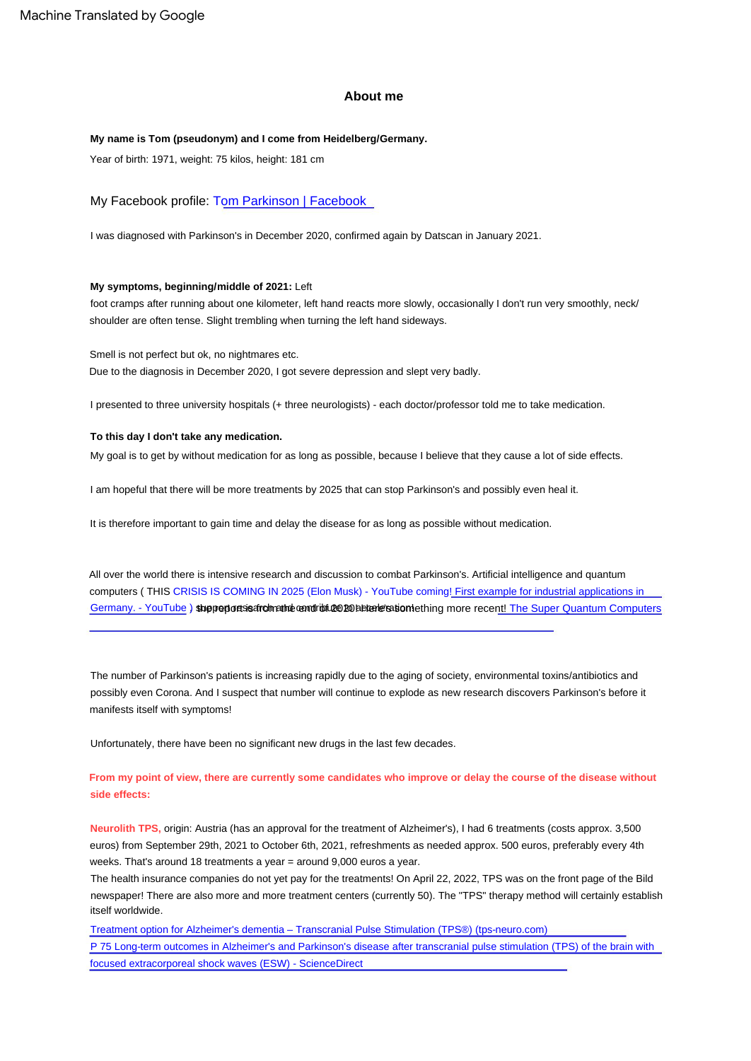## About me

**My name is Tom (pseudonym) and I come from Heidelberg/Germany.**

Year of birth: 1971, weight: 75 kilos, height: 181 cm

My Facebook profile: Tom Parkinson | Facebook

I was diagnosed with Parkinson's in December 2020, confirmed again by Datscan in January 2021.

**My symptoms, beginning/middle of 2021:** Left foot cramps after running about one kilometer, left hand reacts more slowly, occasionally I don't run very smoothly, neck/shoulder are often tense. Slight trembling when turning the left hand sideways.

Smell is not perfect but ok, no nightmares etc.
Due to the diagnosis in December 2020, I got severe depression and slept very badly.

I presented to three university hospitals (+ three neurologists) - each doctor/professor told me to take medication.

**To this day I don't take any medication.**

My goal is to get by without medication for as long as possible, because I believe that they cause a lot of side effects.

I am hopeful that there will be more treatments by 2025 that can stop Parkinson's and possibly even heal it.

It is therefore important to gain time and delay the disease for as long as possible without medication.

All over the world there is intensive research and discussion to combat Parkinson's. Artificial intelligence and quantum computers ( THIS CRISIS IS COMING IN 2025 (Elon Musk) - YouTube coming! First example for industrial applications in Germany. - YouTube ) the report is from the end of 2020 - here's something more recent! The Super Quantum Computers

The number of Parkinson's patients is increasing rapidly due to the aging of society, environmental toxins/antibiotics and possibly even Corona. And I suspect that number will continue to explode as new research discovers Parkinson's before it manifests itself with symptoms!

Unfortunately, there have been no significant new drugs in the last few decades.

**From my point of view, there are currently some candidates who improve or delay the course of the disease without side effects:**

**Neurolith TPS,** origin: Austria (has an approval for the treatment of Alzheimer's), I had 6 treatments (costs approx. 3,500 euros) from September 29th, 2021 to October 6th, 2021, refreshments as needed approx. 500 euros, preferably every 4th weeks. That's around 18 treatments a year = around 9,000 euros a year.
The health insurance companies do not yet pay for the treatments! On April 22, 2022, TPS was on the front page of the Bild newspaper! There are also more and more treatment centers (currently 50). The "TPS" therapy method will certainly establish itself worldwide.

Treatment option for Alzheimer's dementia – Transcranial Pulse Stimulation (TPS®) (tps-neuro.com)
P 75 Long-term outcomes in Alzheimer's and Parkinson's disease after transcranial pulse stimulation (TPS) of the brain with focused extracorporeal shock waves (ESW) - ScienceDirect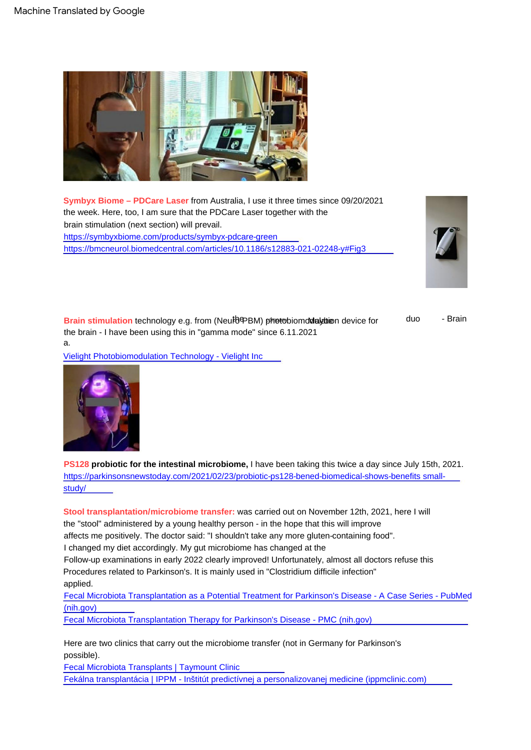Machine Translated by Google

**Symbyx Biome – PDCare Laser** from Australia, I use it three times since 09/20/2021 the week. Here, too, I am sure that the PDCare Laser together with the brain stimulation (next section) will prevail.
https://symbyxbiome.com/products/symbyx-pdcare-green
https://bmcneurol.biomedcentral.com/articles/10.1186/s12883-021-02248-y#Fig3

**Brain stimulation** technology e.g. from (Neuro PBM) the photobiomodulation device for Vielight duo - Brain the brain - I have been using this in "gamma mode" since 6.11.2021 a.

Vielight Photobiomodulation Technology - Vielight Inc

**PS128 probiotic for the intestinal microbiome,** I have been taking this twice a day since July 15th, 2021.
https://parkinsonsnewstoday.com/2021/02/23/probiotic-ps128-bened-biomedical-shows-benefits small-study/

**Stool transplantation/microbiome transfer:** was carried out on November 12th, 2021, here I will the "stool" administered by a young healthy person - in the hope that this will improve affects me positively. The doctor said: "I shouldn't take any more gluten-containing food". I changed my diet accordingly. My gut microbiome has changed at the Follow-up examinations in early 2022 clearly improved! Unfortunately, almost all doctors refuse this Procedures related to Parkinson's. It is mainly used in "Clostridium difficile infection" applied.
Fecal Microbiota Transplantation as a Potential Treatment for Parkinson's Disease - A Case Series - PubMed (nih.gov)
Fecal Microbiota Transplantation Therapy for Parkinson's Disease - PMC (nih.gov)

Here are two clinics that carry out the microbiome transfer (not in Germany for Parkinson's possible).
Fecal Microbiota Transplants | Taymount Clinic
Fekálna transplantácia | IPPM - Inštitút predictívnej a personalizovanej medicine (ippmclinic.com)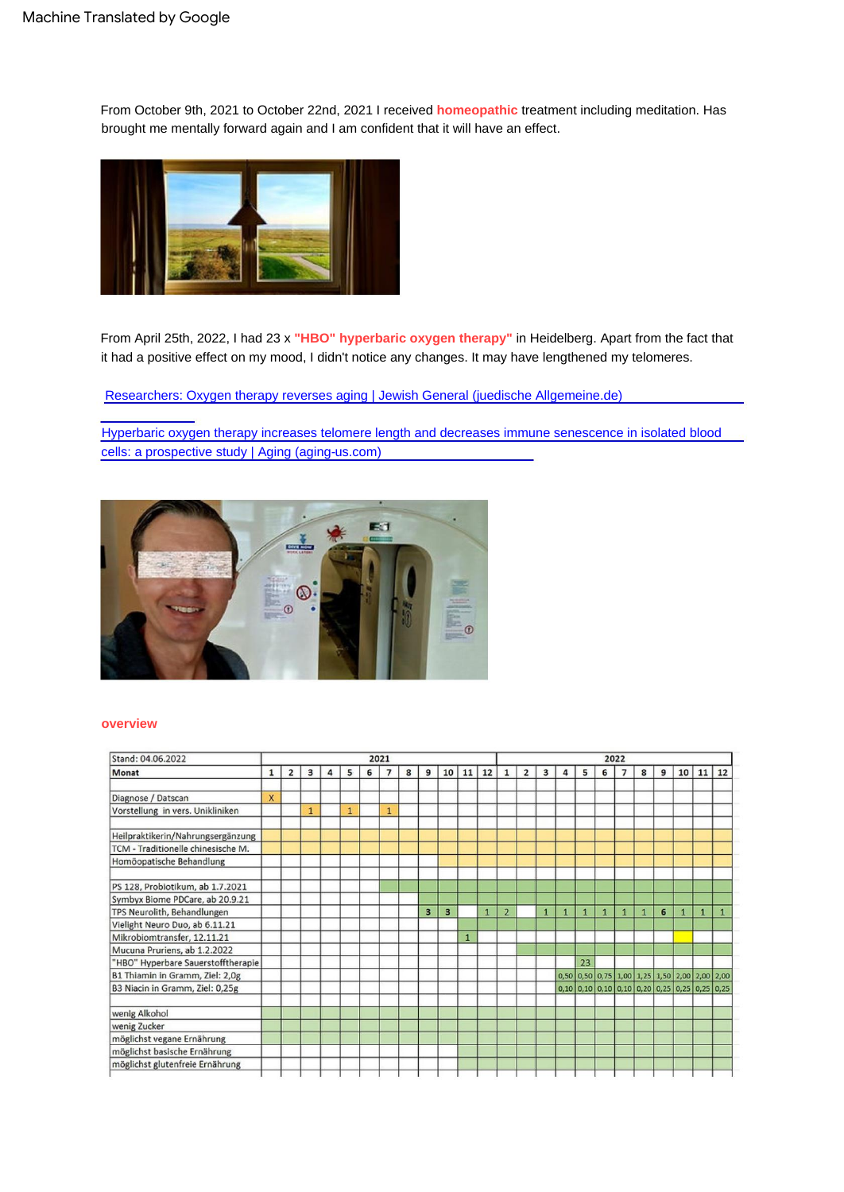From October 9th, 2021 to October 22nd, 2021 I received **homeopathic** treatment including meditation. Has brought me mentally forward again and I am confident that it will have an effect.

From April 25th, 2022, I had 23 x **"HBO" hyperbaric oxygen therapy"** in Heidelberg. Apart from the fact that it had a positive effect on my mood, I didn't notice any changes. It may have lengthened my telomeres.

[Researchers: Oxygen therapy reverses aging | Jewish General (juedische Allgemeine.de)]

[Hyperbaric oxygen therapy increases telomere length and decreases immune senescence in isolated blood cells: a prospective study | Aging (aging-us.com)]

## overview

| Stand: 04.06.2022 | 2021 | | | | | | | | | | | | 2022 | | | | | | | | | | | |
|---|---|---|---|---|---|---|---|---|---|---|---|---|---|---|---|---|---|---|---|---|---|---|---|---|
| Monat | 1 | 2 | 3 | 4 | 5 | 6 | 7 | 8 | 9 | 10 | 11 | 12 | 1 | 2 | 3 | 4 | 5 | 6 | 7 | 8 | 9 | 10 | 11 | 12 |
| | | | | | | | | | | | | | | | | | | | | | | | | |
| Diagnose / Datscan | X | | | | | | | | | | | | | | | | | | | | | | | |
| Vorstellung in vers. Unikliniken | | | 1 | | 1 | | 1 | | | | | | | | | | | | | | | | | |
| | | | | | | | | | | | | | | | | | | | | | | | | |
| Heilpraktikerin/Nahrungsergänzung | | | | | | | | | | | | | | | | | | | | | | | | |
| TCM - Traditionelle chinesische M. | | | | | | | | | | | | | | | | | | | | | | | | |
| Homöopatische Behandlung | | | | | | | | | | | | | | | | | | | | | | | | |
| | | | | | | | | | | | | | | | | | | | | | | | | |
| PS 128, Probiotikum, ab 1.7.2021 | | | | | | | | | | | | | | | | | | | | | | | | |
| Symbyx Biome PDCare, ab 20.9.21 | | | | | | | | | | | | | | | | | | | | | | | | |
| TPS Neurolith, Behandlungen | | | | | | | | | 3 | 3 | | 1 | 2 | | 1 | 1 | 1 | 1 | 1 | 1 | 6 | 1 | 1 | 1 |
| Vielight Neuro Duo, ab 6.11.21 | | | | | | | | | | | | | | | | | | | | | | | | |
| Mikrobiomtransfer, 12.11.21 | | | | | | | | | | | 1 | | | | | | | | | | | | | |
| Mucuna Pruriens, ab 1.2.2022 | | | | | | | | | | | | | | | | | | | | | | | | |
| "HBO" Hyperbare Sauerstofftherapie | | | | | | | | | | | | | | | | | 23 | | | | | | | |
| B1 Thiamin in Gramm, Ziel: 2,0g | | | | | | | | | | | | | | | | 0,50 | 0,50 | 0,75 | 1,00 | 1,25 | 1,50 | 2,00 | 2,00 | 2,00 |
| B3 Niacin in Gramm, Ziel: 0,25g | | | | | | | | | | | | | | | | 0,10 | 0,10 | 0,10 | 0,10 | 0,20 | 0,25 | 0,25 | 0,25 | 0,25 |
| | | | | | | | | | | | | | | | | | | | | | | | | |
| wenig Alkohol | | | | | | | | | | | | | | | | | | | | | | | | |
| wenig Zucker | | | | | | | | | | | | | | | | | | | | | | | | |
| möglichst vegane Ernährung | | | | | | | | | | | | | | | | | | | | | | | | |
| möglichst basische Ernährung | | | | | | | | | | | | | | | | | | | | | | | | |
| möglichst glutenfreie Ernährung | | | | | | | | | | | | | | | | | | | | | | | | |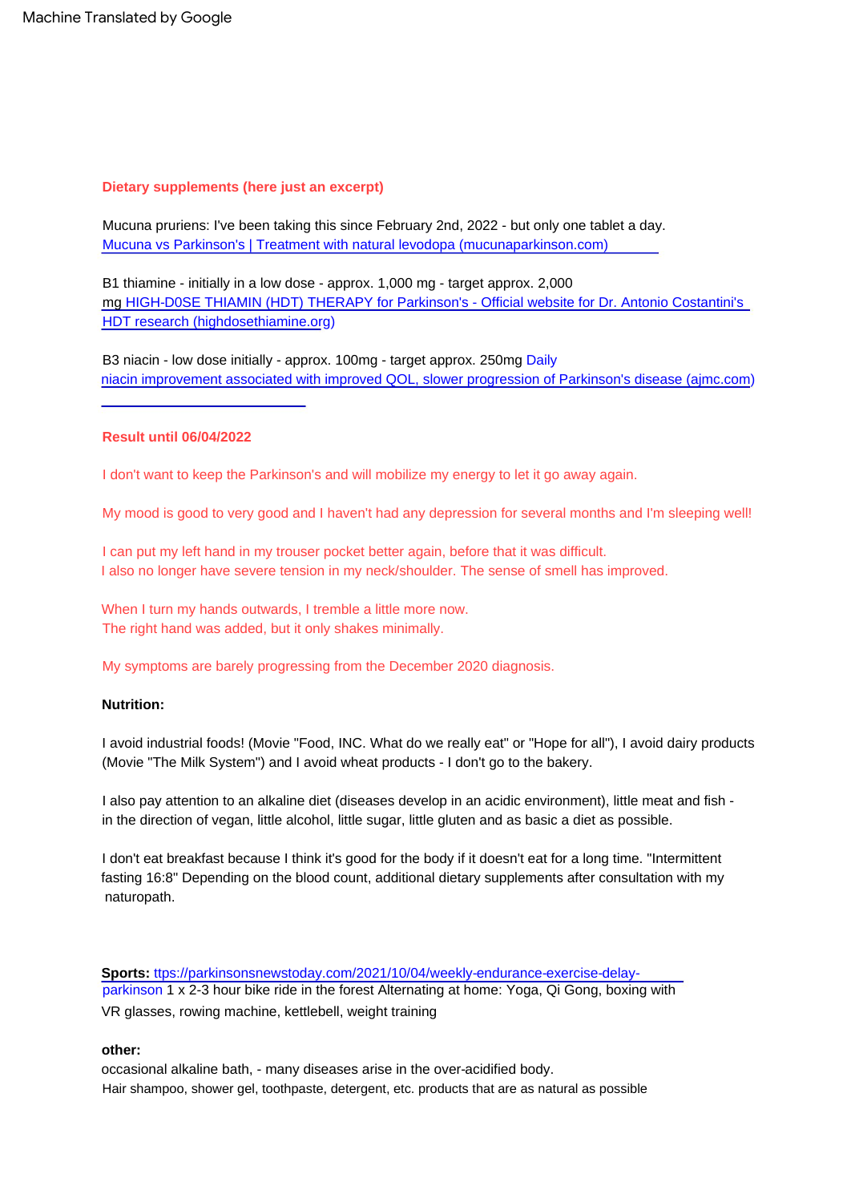Machine Translated by Google

**Dietary supplements (here just an excerpt)**

Mucuna pruriens: I've been taking this since February 2nd, 2022 - but only one tablet a day.
[Mucuna vs Parkinson's | Treatment with natural levodopa (mucunaparkinson.com)]

B1 thiamine - initially in a low dose - approx. 1,000 mg - target approx. 2,000 mg [HIGH-D0SE THIAMIN (HDT) THERAPY for Parkinson's - Official website for Dr. Antonio Costantini's HDT research (highdosethiamine.org)]

B3 niacin - low dose initially - approx. 100mg - target approx. 250mg [Daily niacin improvement associated with improved QOL, slower progression of Parkinson's disease (ajmc.com)]

**Result until 06/04/2022**

I don't want to keep the Parkinson's and will mobilize my energy to let it go away again.

My mood is good to very good and I haven't had any depression for several months and I'm sleeping well!

I can put my left hand in my trouser pocket better again, before that it was difficult.
I also no longer have severe tension in my neck/shoulder. The sense of smell has improved.

When I turn my hands outwards, I tremble a little more now.
The right hand was added, but it only shakes minimally.

My symptoms are barely progressing from the December 2020 diagnosis.

**Nutrition:**

I avoid industrial foods! (Movie "Food, INC. What do we really eat" or "Hope for all"), I avoid dairy products (Movie "The Milk System") and I avoid wheat products - I don't go to the bakery.

I also pay attention to an alkaline diet (diseases develop in an acidic environment), little meat and fish - in the direction of vegan, little alcohol, little sugar, little gluten and as basic a diet as possible.

I don't eat breakfast because I think it's good for the body if it doesn't eat for a long time. "Intermittent fasting 16:8" Depending on the blood count, additional dietary supplements after consultation with my naturopath.

**Sports:** ttps://parkinsonsnewstoday.com/2021/10/04/weekly-endurance-exercise-delay-parkinson 1 x 2-3 hour bike ride in the forest Alternating at home: Yoga, Qi Gong, boxing with VR glasses, rowing machine, kettlebell, weight training

**other:**
occasional alkaline bath, - many diseases arise in the over-acidified body.
Hair shampoo, shower gel, toothpaste, detergent, etc. products that are as natural as possible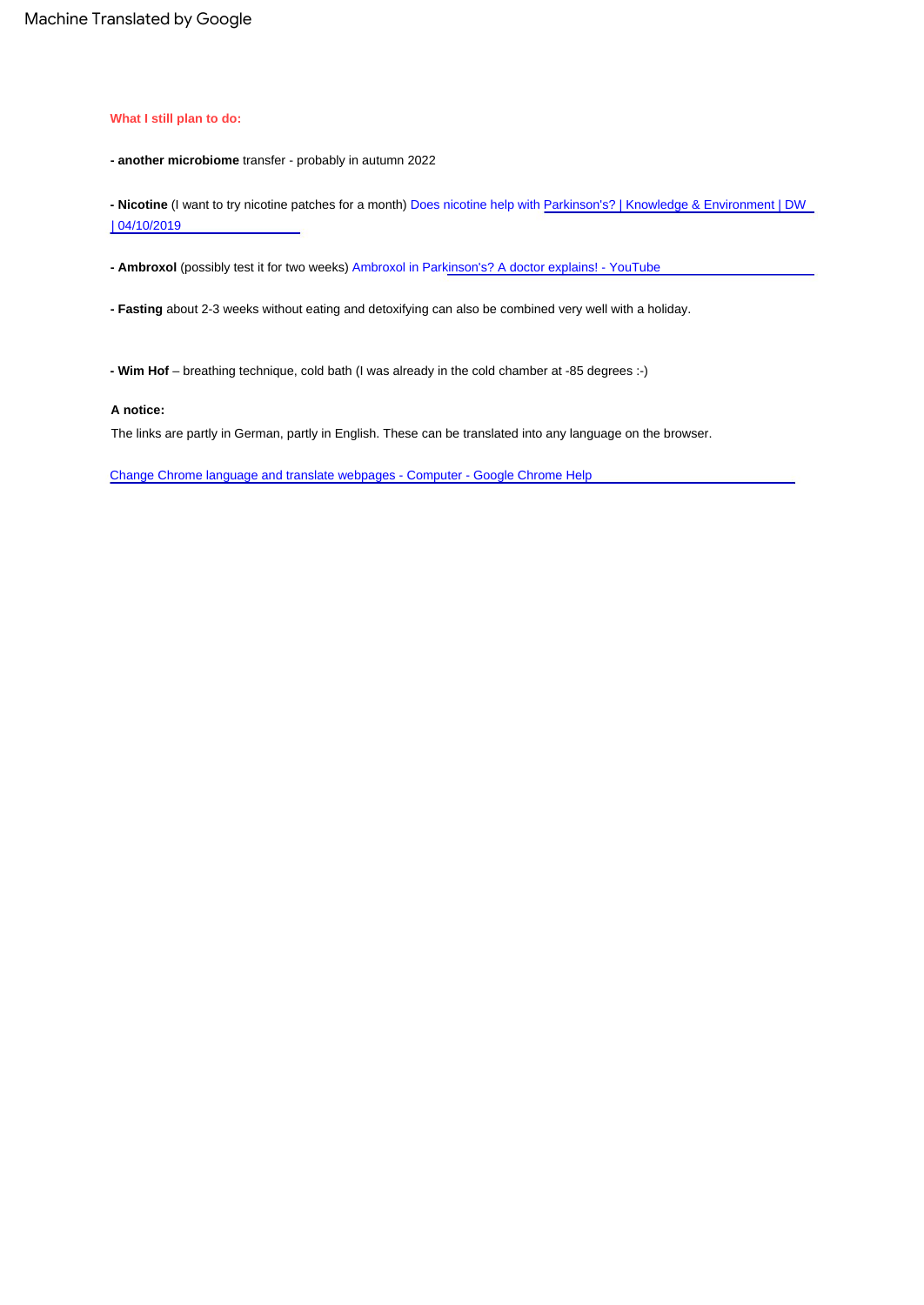**What I still plan to do:**

**- another microbiome** transfer - probably in autumn 2022

**- Nicotine** (I want to try nicotine patches for a month) Does nicotine help with Parkinson's? | Knowledge & Environment | DW | 04/10/2019

**- Ambroxol** (possibly test it for two weeks) Ambroxol in Parkinson's? A doctor explains! - YouTube

**- Fasting** about 2-3 weeks without eating and detoxifying can also be combined very well with a holiday.

**- Wim Hof** – breathing technique, cold bath (I was already in the cold chamber at -85 degrees :-)

**A notice:**

The links are partly in German, partly in English. These can be translated into any language on the browser.

Change Chrome language and translate webpages - Computer - Google Chrome Help